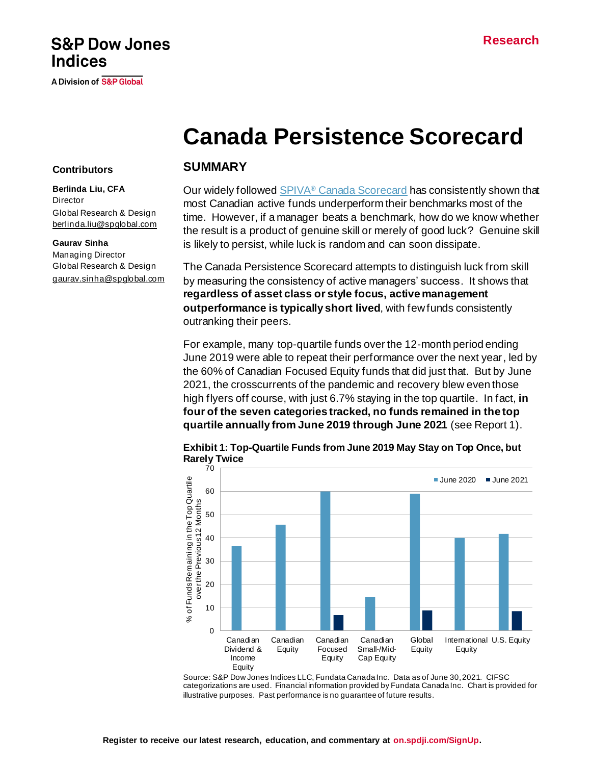S&P Dow Jones Indices

A Division of S&P Global

Research

# Canada Persistence Scorecard

## Contributors

**Berlinda Liu, CFA**
Director
Global Research & Design
berlinda.liu@spglobal.com

**Gaurav Sinha**
Managing Director
Global Research & Design
gaurav.sinha@spglobal.com

## SUMMARY

Our widely followed SPIVA® Canada Scorecard has consistently shown that most Canadian active funds underperform their benchmarks most of the time. However, if a manager beats a benchmark, how do we know whether the result is a product of genuine skill or merely of good luck? Genuine skill is likely to persist, while luck is random and can soon dissipate.

The Canada Persistence Scorecard attempts to distinguish luck from skill by measuring the consistency of active managers' success. It shows that **regardless of asset class or style focus, active management outperformance is typically short lived**, with few funds consistently outranking their peers.

For example, many top-quartile funds over the 12-month period ending June 2019 were able to repeat their performance over the next year, led by the 60% of Canadian Focused Equity funds that did just that. But by June 2021, the crosscurrents of the pandemic and recovery blew even those high flyers off course, with just 6.7% staying in the top quartile. In fact, **in four of the seven categories tracked, no funds remained in the top quartile annually from June 2019 through June 2021** (see Report 1).

**Exhibit 1: Top-Quartile Funds from June 2019 May Stay on Top Once, but Rarely Twice**

Source: S&P Dow Jones Indices LLC, Fundata Canada Inc. Data as of June 30, 2021. CIFSC categorizations are used. Financial information provided by Fundata Canada Inc. Chart is provided for illustrative purposes. Past performance is no guarantee of future results.

Register to receive our latest research, education, and commentary at on.spdji.com/SignUp.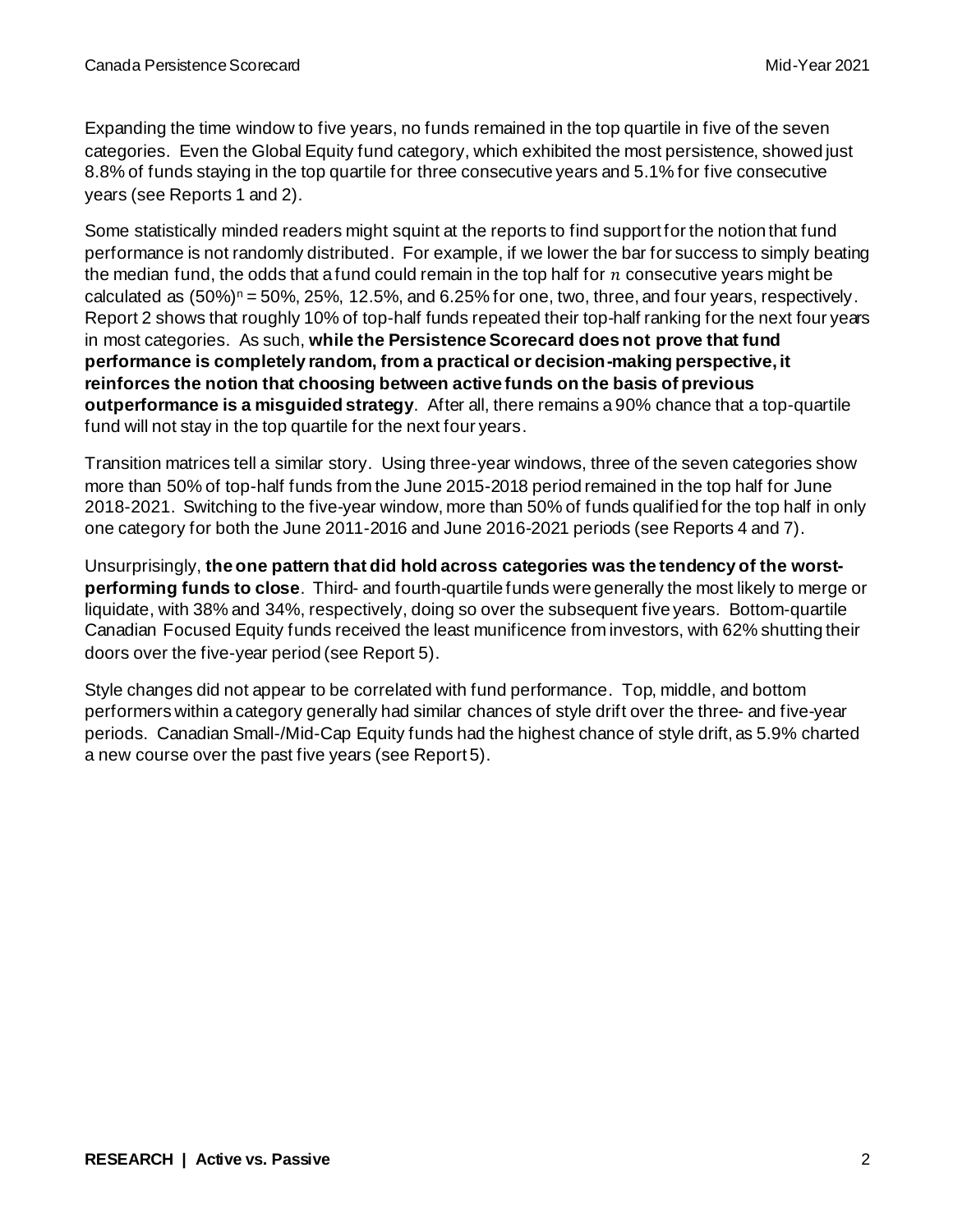Expanding the time window to five years, no funds remained in the top quartile in five of the seven categories. Even the Global Equity fund category, which exhibited the most persistence, showed just 8.8% of funds staying in the top quartile for three consecutive years and 5.1% for five consecutive years (see Reports 1 and 2).

Some statistically minded readers might squint at the reports to find support for the notion that fund performance is not randomly distributed. For example, if we lower the bar for success to simply beating the median fund, the odds that a fund could remain in the top half for $n$ consecutive years might be calculated as $(50\%)^n$ = 50%, 25%, 12.5%, and 6.25% for one, two, three, and four years, respectively. Report 2 shows that roughly 10% of top-half funds repeated their top-half ranking for the next four years in most categories. As such, **while the Persistence Scorecard does not prove that fund performance is completely random, from a practical or decision-making perspective, it reinforces the notion that choosing between active funds on the basis of previous outperformance is a misguided strategy**. After all, there remains a 90% chance that a top-quartile fund will not stay in the top quartile for the next four years.

Transition matrices tell a similar story. Using three-year windows, three of the seven categories show more than 50% of top-half funds from the June 2015-2018 period remained in the top half for June 2018-2021. Switching to the five-year window, more than 50% of funds qualified for the top half in only one category for both the June 2011-2016 and June 2016-2021 periods (see Reports 4 and 7).

Unsurprisingly, **the one pattern that did hold across categories was the tendency of the worst-performing funds to close**. Third- and fourth-quartile funds were generally the most likely to merge or liquidate, with 38% and 34%, respectively, doing so over the subsequent five years. Bottom-quartile Canadian Focused Equity funds received the least munificence from investors, with 62% shutting their doors over the five-year period (see Report 5).

Style changes did not appear to be correlated with fund performance. Top, middle, and bottom performers within a category generally had similar chances of style drift over the three- and five-year periods. Canadian Small-/Mid-Cap Equity funds had the highest chance of style drift, as 5.9% charted a new course over the past five years (see Report 5).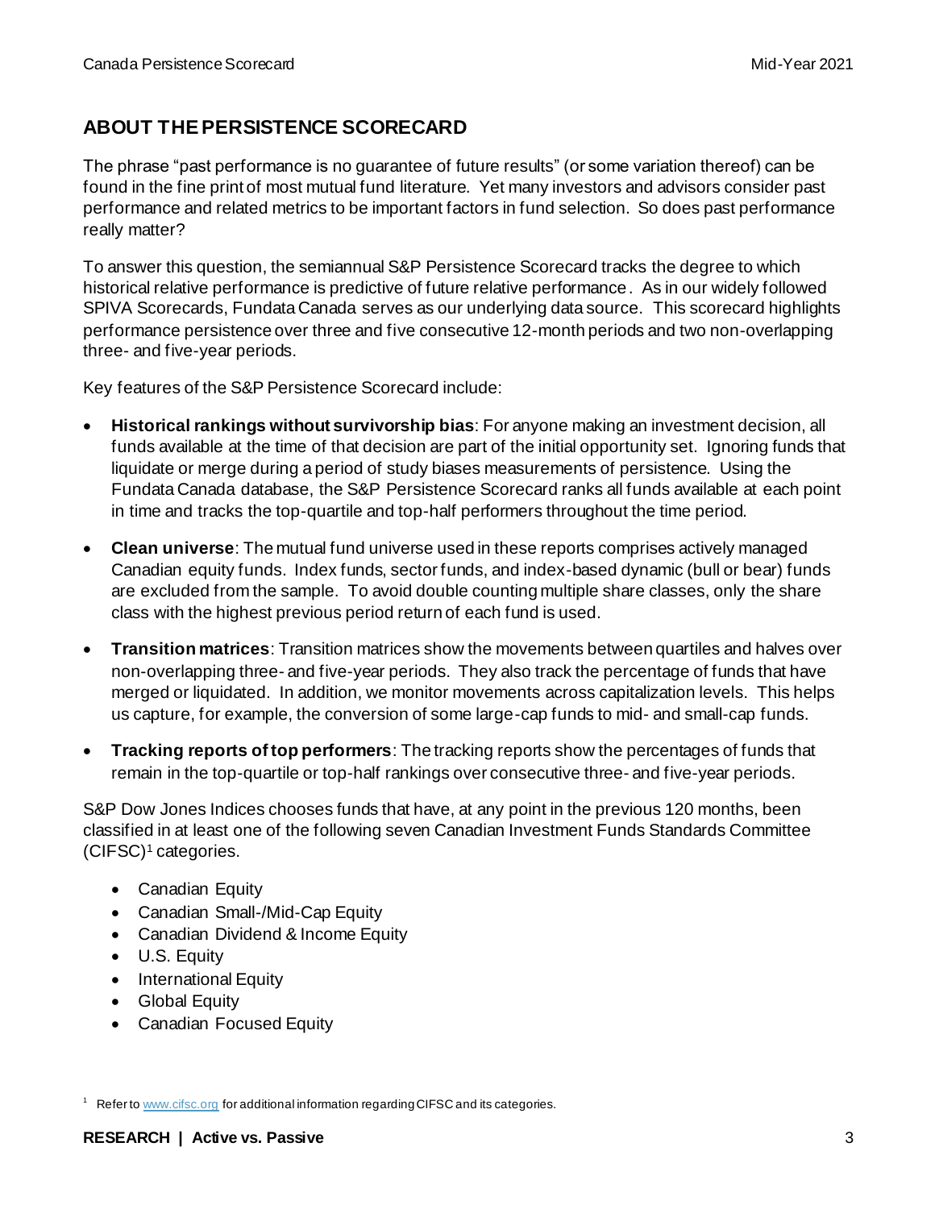## ABOUT THE PERSISTENCE SCORECARD

The phrase "past performance is no guarantee of future results" (or some variation thereof) can be found in the fine print of most mutual fund literature. Yet many investors and advisors consider past performance and related metrics to be important factors in fund selection. So does past performance really matter?

To answer this question, the semiannual S&P Persistence Scorecard tracks the degree to which historical relative performance is predictive of future relative performance. As in our widely followed SPIVA Scorecards, Fundata Canada serves as our underlying data source. This scorecard highlights performance persistence over three and five consecutive 12-month periods and two non-overlapping three- and five-year periods.

Key features of the S&P Persistence Scorecard include:

- **Historical rankings without survivorship bias**: For anyone making an investment decision, all funds available at the time of that decision are part of the initial opportunity set. Ignoring funds that liquidate or merge during a period of study biases measurements of persistence. Using the Fundata Canada database, the S&P Persistence Scorecard ranks all funds available at each point in time and tracks the top-quartile and top-half performers throughout the time period.
- **Clean universe**: The mutual fund universe used in these reports comprises actively managed Canadian equity funds. Index funds, sector funds, and index-based dynamic (bull or bear) funds are excluded from the sample. To avoid double counting multiple share classes, only the share class with the highest previous period return of each fund is used.
- **Transition matrices**: Transition matrices show the movements between quartiles and halves over non-overlapping three- and five-year periods. They also track the percentage of funds that have merged or liquidated. In addition, we monitor movements across capitalization levels. This helps us capture, for example, the conversion of some large-cap funds to mid- and small-cap funds.
- **Tracking reports of top performers**: The tracking reports show the percentages of funds that remain in the top-quartile or top-half rankings over consecutive three- and five-year periods.

S&P Dow Jones Indices chooses funds that have, at any point in the previous 120 months, been classified in at least one of the following seven Canadian Investment Funds Standards Committee (CIFSC)[1] categories.

- Canadian Equity
- Canadian Small-/Mid-Cap Equity
- Canadian Dividend & Income Equity
- U.S. Equity
- International Equity
- Global Equity
- Canadian Focused Equity

[1] Refer to www.cifsc.org for additional information regarding CIFSC and its categories.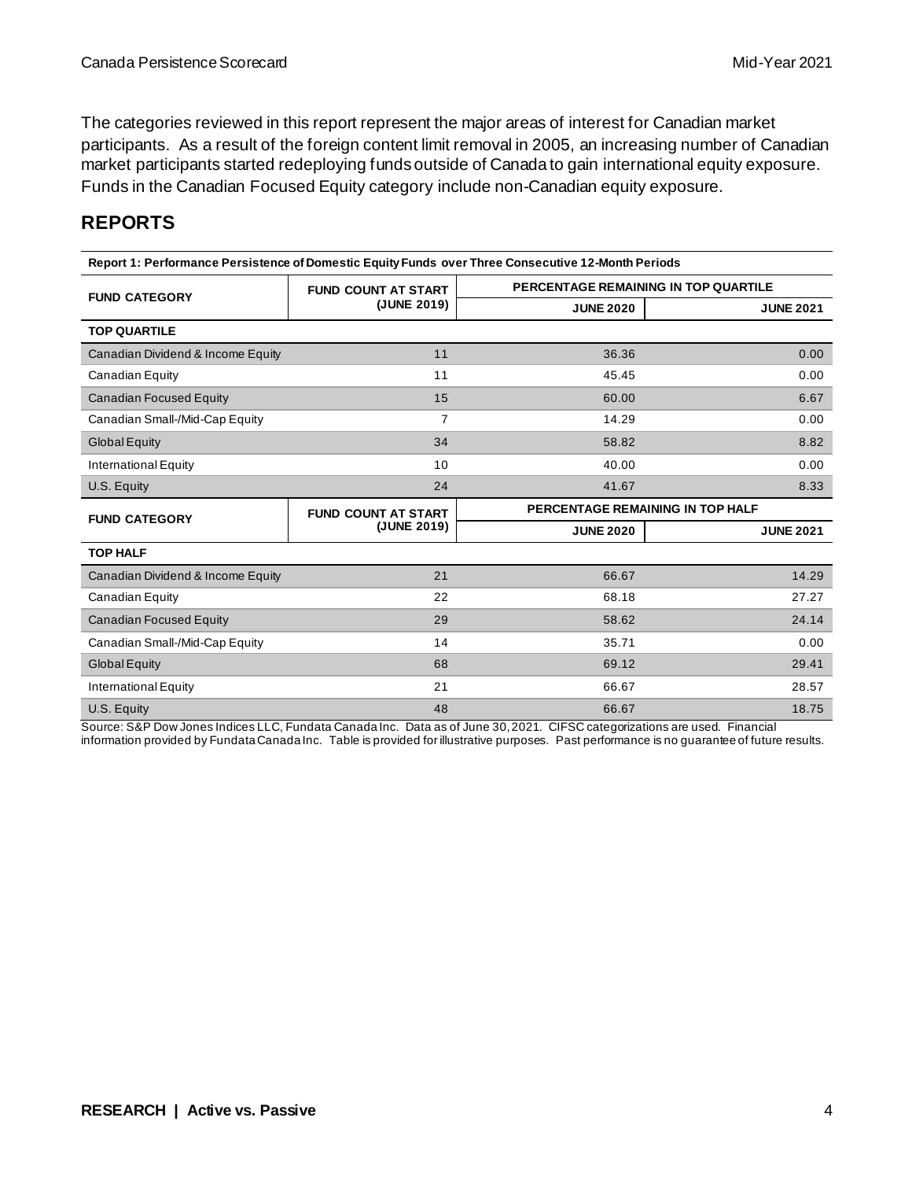The categories reviewed in this report represent the major areas of interest for Canadian market participants. As a result of the foreign content limit removal in 2005, an increasing number of Canadian market participants started redeploying funds outside of Canada to gain international equity exposure. Funds in the Canadian Focused Equity category include non-Canadian equity exposure.

## REPORTS

**Report 1: Performance Persistence of Domestic Equity Funds over Three Consecutive 12-Month Periods**

| FUND CATEGORY | FUND COUNT AT START (JUNE 2019) | PERCENTAGE REMAINING IN TOP QUARTILE | |
|---|---|---|---|
| | | JUNE 2020 | JUNE 2021 |
| **TOP QUARTILE** | | | |
| Canadian Dividend & Income Equity | 11 | 36.36 | 0.00 |
| Canadian Equity | 11 | 45.45 | 0.00 |
| Canadian Focused Equity | 15 | 60.00 | 6.67 |
| Canadian Small-/Mid-Cap Equity | 7 | 14.29 | 0.00 |
| Global Equity | 34 | 58.82 | 8.82 |
| International Equity | 10 | 40.00 | 0.00 |
| U.S. Equity | 24 | 41.67 | 8.33 |
| **FUND CATEGORY** | **FUND COUNT AT START (JUNE 2019)** | **PERCENTAGE REMAINING IN TOP HALF** | |
| | | **JUNE 2020** | **JUNE 2021** |
| **TOP HALF** | | | |
| Canadian Dividend & Income Equity | 21 | 66.67 | 14.29 |
| Canadian Equity | 22 | 68.18 | 27.27 |
| Canadian Focused Equity | 29 | 58.62 | 24.14 |
| Canadian Small-/Mid-Cap Equity | 14 | 35.71 | 0.00 |
| Global Equity | 68 | 69.12 | 29.41 |
| International Equity | 21 | 66.67 | 28.57 |
| U.S. Equity | 48 | 66.67 | 18.75 |

Source: S&P Dow Jones Indices LLC, Fundata Canada Inc. Data as of June 30, 2021. CIFSC categorizations are used. Financial information provided by Fundata Canada Inc. Table is provided for illustrative purposes. Past performance is no guarantee of future results.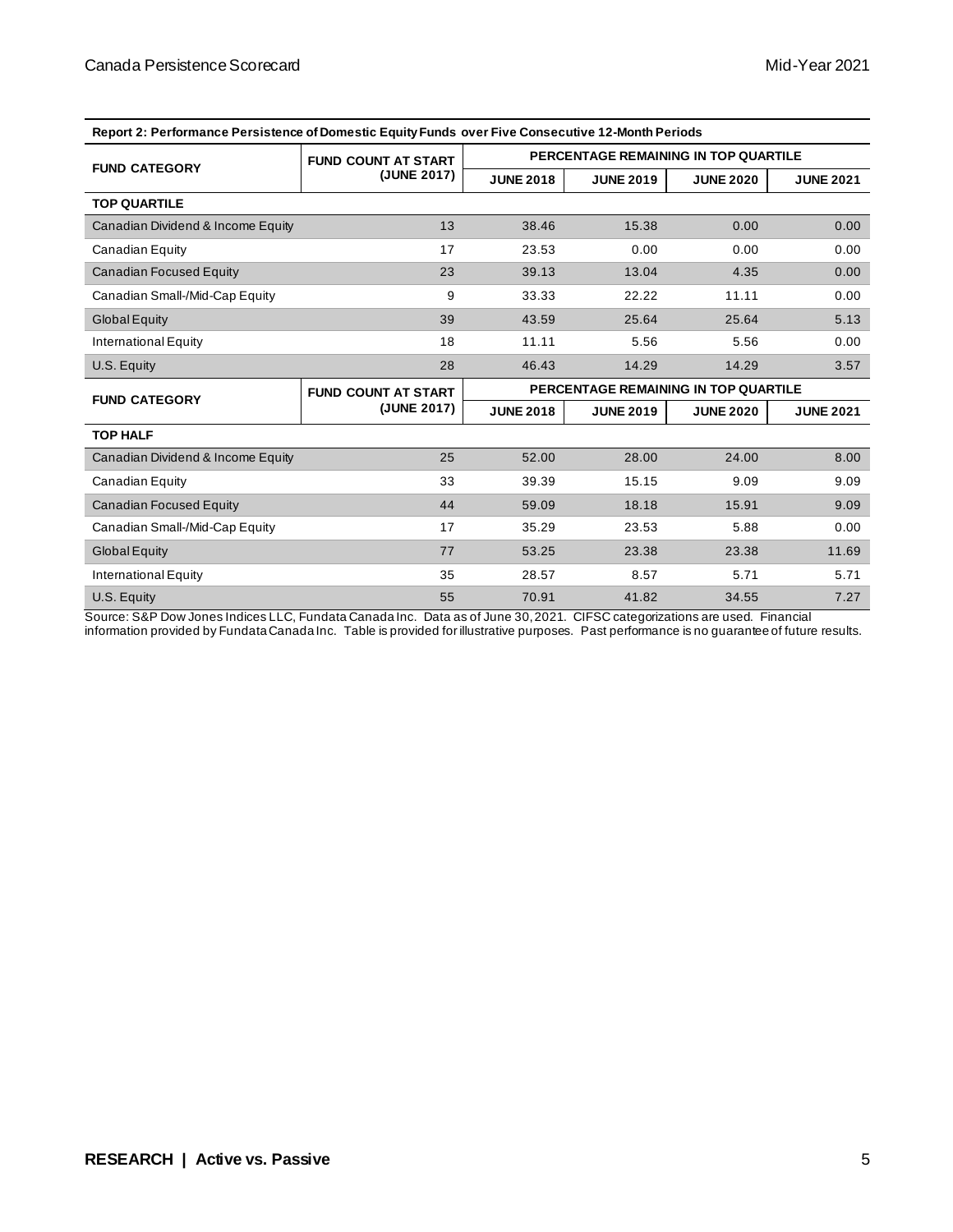| Report 2: Performance Persistence of Domestic Equity Funds over Five Consecutive 12-Month Periods | | | | | |
|---|---|---|---|---|---|
| FUND CATEGORY | FUND COUNT AT START (JUNE 2017) | PERCENTAGE REMAINING IN TOP QUARTILE | | | |
| | | JUNE 2018 | JUNE 2019 | JUNE 2020 | JUNE 2021 |
| **TOP QUARTILE** | | | | | |
| Canadian Dividend & Income Equity | 13 | 38.46 | 15.38 | 0.00 | 0.00 |
| Canadian Equity | 17 | 23.53 | 0.00 | 0.00 | 0.00 |
| Canadian Focused Equity | 23 | 39.13 | 13.04 | 4.35 | 0.00 |
| Canadian Small-/Mid-Cap Equity | 9 | 33.33 | 22.22 | 11.11 | 0.00 |
| Global Equity | 39 | 43.59 | 25.64 | 25.64 | 5.13 |
| International Equity | 18 | 11.11 | 5.56 | 5.56 | 0.00 |
| U.S. Equity | 28 | 46.43 | 14.29 | 14.29 | 3.57 |
| FUND CATEGORY | FUND COUNT AT START (JUNE 2017) | PERCENTAGE REMAINING IN TOP QUARTILE | | | |
| | | JUNE 2018 | JUNE 2019 | JUNE 2020 | JUNE 2021 |
| **TOP HALF** | | | | | |
| Canadian Dividend & Income Equity | 25 | 52.00 | 28.00 | 24.00 | 8.00 |
| Canadian Equity | 33 | 39.39 | 15.15 | 9.09 | 9.09 |
| Canadian Focused Equity | 44 | 59.09 | 18.18 | 15.91 | 9.09 |
| Canadian Small-/Mid-Cap Equity | 17 | 35.29 | 23.53 | 5.88 | 0.00 |
| Global Equity | 77 | 53.25 | 23.38 | 23.38 | 11.69 |
| International Equity | 35 | 28.57 | 8.57 | 5.71 | 5.71 |
| U.S. Equity | 55 | 70.91 | 41.82 | 34.55 | 7.27 |

Source: S&P Dow Jones Indices LLC, Fundata Canada Inc. Data as of June 30, 2021. CIFSC categorizations are used. Financial information provided by Fundata Canada Inc. Table is provided for illustrative purposes. Past performance is no guarantee of future results.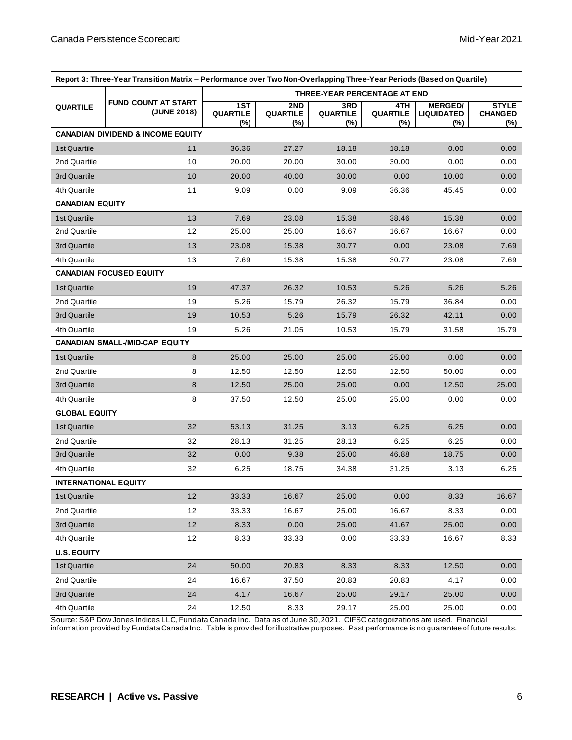| Report 3: Three-Year Transition Matrix – Performance over Two Non-Overlapping Three-Year Periods (Based on Quartile) | | | | | | | |
|---|---|---|---|---|---|---|---|
| QUARTILE | FUND COUNT AT START (JUNE 2018) | THREE-YEAR PERCENTAGE AT END | | | | | |
| | | 1ST QUARTILE (%) | 2ND QUARTILE (%) | 3RD QUARTILE (%) | 4TH QUARTILE (%) | MERGED/ LIQUIDATED (%) | STYLE CHANGED (%) |
| **CANADIAN DIVIDEND & INCOME EQUITY** | | | | | | | |
| 1st Quartile | 11 | 36.36 | 27.27 | 18.18 | 18.18 | 0.00 | 0.00 |
| 2nd Quartile | 10 | 20.00 | 20.00 | 30.00 | 30.00 | 0.00 | 0.00 |
| 3rd Quartile | 10 | 20.00 | 40.00 | 30.00 | 0.00 | 10.00 | 0.00 |
| 4th Quartile | 11 | 9.09 | 0.00 | 9.09 | 36.36 | 45.45 | 0.00 |
| **CANADIAN EQUITY** | | | | | | | |
| 1st Quartile | 13 | 7.69 | 23.08 | 15.38 | 38.46 | 15.38 | 0.00 |
| 2nd Quartile | 12 | 25.00 | 25.00 | 16.67 | 16.67 | 16.67 | 0.00 |
| 3rd Quartile | 13 | 23.08 | 15.38 | 30.77 | 0.00 | 23.08 | 7.69 |
| 4th Quartile | 13 | 7.69 | 15.38 | 15.38 | 30.77 | 23.08 | 7.69 |
| **CANADIAN FOCUSED EQUITY** | | | | | | | |
| 1st Quartile | 19 | 47.37 | 26.32 | 10.53 | 5.26 | 5.26 | 5.26 |
| 2nd Quartile | 19 | 5.26 | 15.79 | 26.32 | 15.79 | 36.84 | 0.00 |
| 3rd Quartile | 19 | 10.53 | 5.26 | 15.79 | 26.32 | 42.11 | 0.00 |
| 4th Quartile | 19 | 5.26 | 21.05 | 10.53 | 15.79 | 31.58 | 15.79 |
| **CANADIAN SMALL-/MID-CAP EQUITY** | | | | | | | |
| 1st Quartile | 8 | 25.00 | 25.00 | 25.00 | 25.00 | 0.00 | 0.00 |
| 2nd Quartile | 8 | 12.50 | 12.50 | 12.50 | 12.50 | 50.00 | 0.00 |
| 3rd Quartile | 8 | 12.50 | 25.00 | 25.00 | 0.00 | 12.50 | 25.00 |
| 4th Quartile | 8 | 37.50 | 12.50 | 25.00 | 25.00 | 0.00 | 0.00 |
| **GLOBAL EQUITY** | | | | | | | |
| 1st Quartile | 32 | 53.13 | 31.25 | 3.13 | 6.25 | 6.25 | 0.00 |
| 2nd Quartile | 32 | 28.13 | 31.25 | 28.13 | 6.25 | 6.25 | 0.00 |
| 3rd Quartile | 32 | 0.00 | 9.38 | 25.00 | 46.88 | 18.75 | 0.00 |
| 4th Quartile | 32 | 6.25 | 18.75 | 34.38 | 31.25 | 3.13 | 6.25 |
| **INTERNATIONAL EQUITY** | | | | | | | |
| 1st Quartile | 12 | 33.33 | 16.67 | 25.00 | 0.00 | 8.33 | 16.67 |
| 2nd Quartile | 12 | 33.33 | 16.67 | 25.00 | 16.67 | 8.33 | 0.00 |
| 3rd Quartile | 12 | 8.33 | 0.00 | 25.00 | 41.67 | 25.00 | 0.00 |
| 4th Quartile | 12 | 8.33 | 33.33 | 0.00 | 33.33 | 16.67 | 8.33 |
| **U.S. EQUITY** | | | | | | | |
| 1st Quartile | 24 | 50.00 | 20.83 | 8.33 | 8.33 | 12.50 | 0.00 |
| 2nd Quartile | 24 | 16.67 | 37.50 | 20.83 | 20.83 | 4.17 | 0.00 |
| 3rd Quartile | 24 | 4.17 | 16.67 | 25.00 | 29.17 | 25.00 | 0.00 |
| 4th Quartile | 24 | 12.50 | 8.33 | 29.17 | 25.00 | 25.00 | 0.00 |

Source: S&P Dow Jones Indices LLC, Fundata Canada Inc. Data as of June 30, 2021. CIFSC categorizations are used. Financial information provided by Fundata Canada Inc. Table is provided for illustrative purposes. Past performance is no guarantee of future results.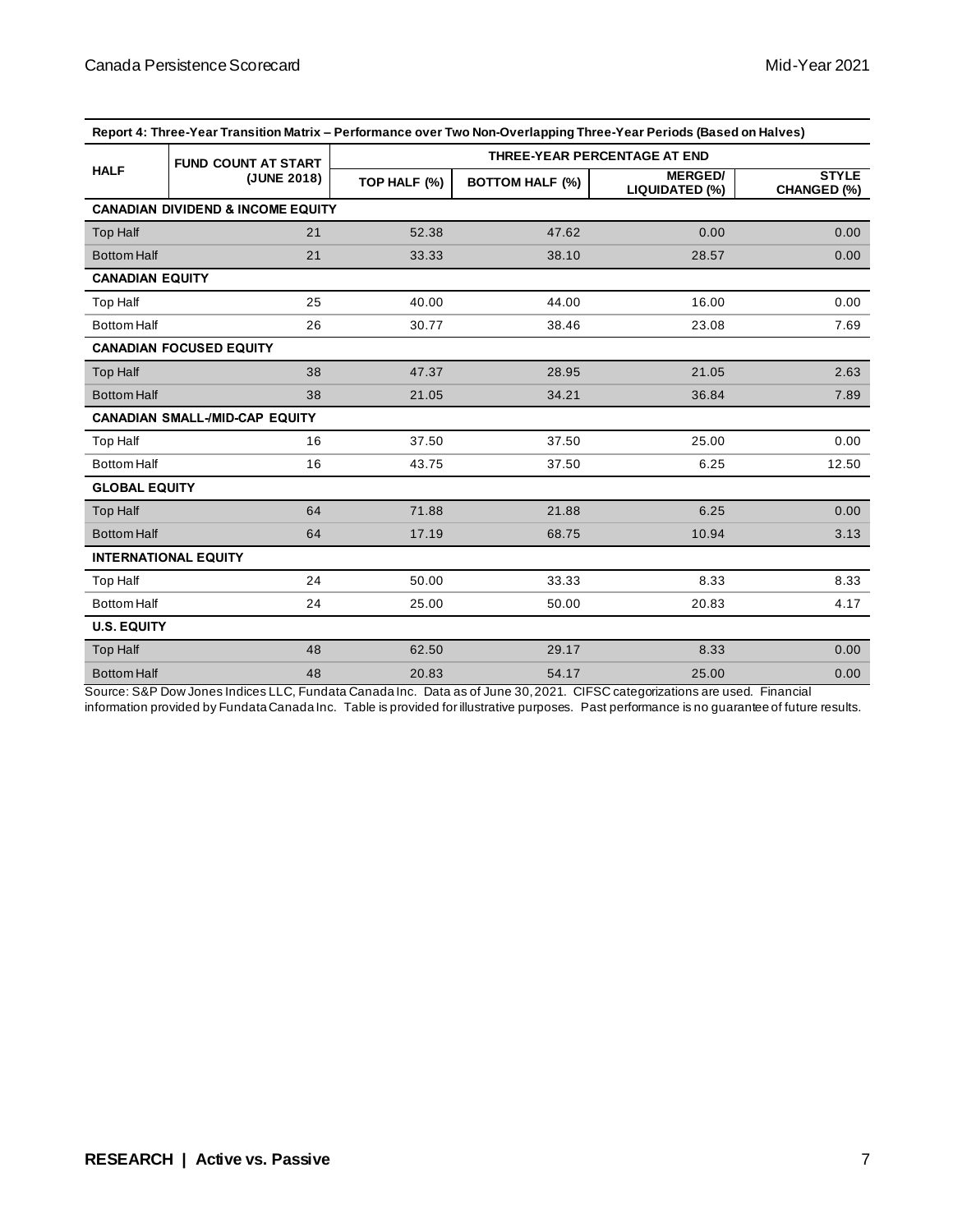| Report 4: Three-Year Transition Matrix – Performance over Two Non-Overlapping Three-Year Periods (Based on Halves) | | | | | | |
|---|---|---|---|---|---|---|
| HALF | FUND COUNT AT START (JUNE 2018) | THREE-YEAR PERCENTAGE AT END | | | | |
| | | TOP HALF (%) | BOTTOM HALF (%) | MERGED/ LIQUIDATED (%) | STYLE CHANGED (%) |
| **CANADIAN DIVIDEND & INCOME EQUITY** | | | | | |
| Top Half | 21 | 52.38 | 47.62 | 0.00 | 0.00 |
| Bottom Half | 21 | 33.33 | 38.10 | 28.57 | 0.00 |
| **CANADIAN EQUITY** | | | | | |
| Top Half | 25 | 40.00 | 44.00 | 16.00 | 0.00 |
| Bottom Half | 26 | 30.77 | 38.46 | 23.08 | 7.69 |
| **CANADIAN FOCUSED EQUITY** | | | | | |
| Top Half | 38 | 47.37 | 28.95 | 21.05 | 2.63 |
| Bottom Half | 38 | 21.05 | 34.21 | 36.84 | 7.89 |
| **CANADIAN SMALL-/MID-CAP EQUITY** | | | | | |
| Top Half | 16 | 37.50 | 37.50 | 25.00 | 0.00 |
| Bottom Half | 16 | 43.75 | 37.50 | 6.25 | 12.50 |
| **GLOBAL EQUITY** | | | | | |
| Top Half | 64 | 71.88 | 21.88 | 6.25 | 0.00 |
| Bottom Half | 64 | 17.19 | 68.75 | 10.94 | 3.13 |
| **INTERNATIONAL EQUITY** | | | | | |
| Top Half | 24 | 50.00 | 33.33 | 8.33 | 8.33 |
| Bottom Half | 24 | 25.00 | 50.00 | 20.83 | 4.17 |
| **U.S. EQUITY** | | | | | |
| Top Half | 48 | 62.50 | 29.17 | 8.33 | 0.00 |
| Bottom Half | 48 | 20.83 | 54.17 | 25.00 | 0.00 |

Source: S&P Dow Jones Indices LLC, Fundata Canada Inc. Data as of June 30, 2021. CIFSC categorizations are used. Financial information provided by Fundata Canada Inc. Table is provided for illustrative purposes. Past performance is no guarantee of future results.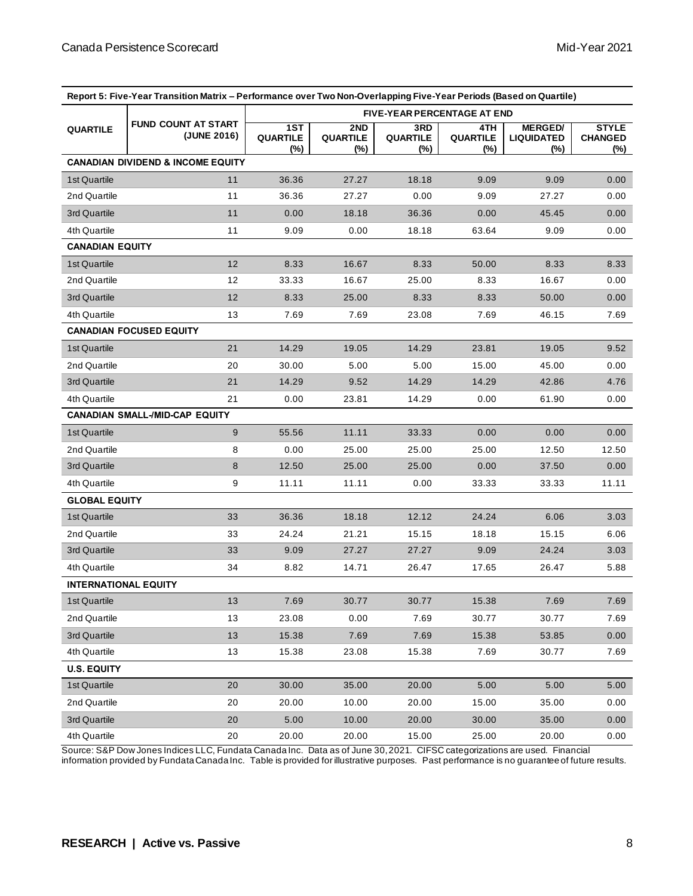**Report 5: Five-Year Transition Matrix – Performance over Two Non-Overlapping Five-Year Periods (Based on Quartile)**

| QUARTILE | FUND COUNT AT START (JUNE 2016) | FIVE-YEAR PERCENTAGE AT END | | | | | |
|---|---|---|---|---|---|---|---|
| | | 1ST QUARTILE (%) | 2ND QUARTILE (%) | 3RD QUARTILE (%) | 4TH QUARTILE (%) | MERGED/ LIQUIDATED (%) | STYLE CHANGED (%) |
| **CANADIAN DIVIDEND & INCOME EQUITY** | | | | | | | |
| 1st Quartile | 11 | 36.36 | 27.27 | 18.18 | 9.09 | 9.09 | 0.00 |
| 2nd Quartile | 11 | 36.36 | 27.27 | 0.00 | 9.09 | 27.27 | 0.00 |
| 3rd Quartile | 11 | 0.00 | 18.18 | 36.36 | 0.00 | 45.45 | 0.00 |
| 4th Quartile | 11 | 9.09 | 0.00 | 18.18 | 63.64 | 9.09 | 0.00 |
| **CANADIAN EQUITY** | | | | | | | |
| 1st Quartile | 12 | 8.33 | 16.67 | 8.33 | 50.00 | 8.33 | 8.33 |
| 2nd Quartile | 12 | 33.33 | 16.67 | 25.00 | 8.33 | 16.67 | 0.00 |
| 3rd Quartile | 12 | 8.33 | 25.00 | 8.33 | 8.33 | 50.00 | 0.00 |
| 4th Quartile | 13 | 7.69 | 7.69 | 23.08 | 7.69 | 46.15 | 7.69 |
| **CANADIAN FOCUSED EQUITY** | | | | | | | |
| 1st Quartile | 21 | 14.29 | 19.05 | 14.29 | 23.81 | 19.05 | 9.52 |
| 2nd Quartile | 20 | 30.00 | 5.00 | 5.00 | 15.00 | 45.00 | 0.00 |
| 3rd Quartile | 21 | 14.29 | 9.52 | 14.29 | 14.29 | 42.86 | 4.76 |
| 4th Quartile | 21 | 0.00 | 23.81 | 14.29 | 0.00 | 61.90 | 0.00 |
| **CANADIAN SMALL-/MID-CAP EQUITY** | | | | | | | |
| 1st Quartile | 9 | 55.56 | 11.11 | 33.33 | 0.00 | 0.00 | 0.00 |
| 2nd Quartile | 8 | 0.00 | 25.00 | 25.00 | 25.00 | 12.50 | 12.50 |
| 3rd Quartile | 8 | 12.50 | 25.00 | 25.00 | 0.00 | 37.50 | 0.00 |
| 4th Quartile | 9 | 11.11 | 11.11 | 0.00 | 33.33 | 33.33 | 11.11 |
| **GLOBAL EQUITY** | | | | | | | |
| 1st Quartile | 33 | 36.36 | 18.18 | 12.12 | 24.24 | 6.06 | 3.03 |
| 2nd Quartile | 33 | 24.24 | 21.21 | 15.15 | 18.18 | 15.15 | 6.06 |
| 3rd Quartile | 33 | 9.09 | 27.27 | 27.27 | 9.09 | 24.24 | 3.03 |
| 4th Quartile | 34 | 8.82 | 14.71 | 26.47 | 17.65 | 26.47 | 5.88 |
| **INTERNATIONAL EQUITY** | | | | | | | |
| 1st Quartile | 13 | 7.69 | 30.77 | 30.77 | 15.38 | 7.69 | 7.69 |
| 2nd Quartile | 13 | 23.08 | 0.00 | 7.69 | 30.77 | 30.77 | 7.69 |
| 3rd Quartile | 13 | 15.38 | 7.69 | 7.69 | 15.38 | 53.85 | 0.00 |
| 4th Quartile | 13 | 15.38 | 23.08 | 15.38 | 7.69 | 30.77 | 7.69 |
| **U.S. EQUITY** | | | | | | | |
| 1st Quartile | 20 | 30.00 | 35.00 | 20.00 | 5.00 | 5.00 | 5.00 |
| 2nd Quartile | 20 | 20.00 | 10.00 | 20.00 | 15.00 | 35.00 | 0.00 |
| 3rd Quartile | 20 | 5.00 | 10.00 | 20.00 | 30.00 | 35.00 | 0.00 |
| 4th Quartile | 20 | 20.00 | 20.00 | 15.00 | 25.00 | 20.00 | 0.00 |

Source: S&P Dow Jones Indices LLC, Fundata Canada Inc. Data as of June 30, 2021. CIFSC categorizations are used. Financial information provided by Fundata Canada Inc. Table is provided for illustrative purposes. Past performance is no guarantee of future results.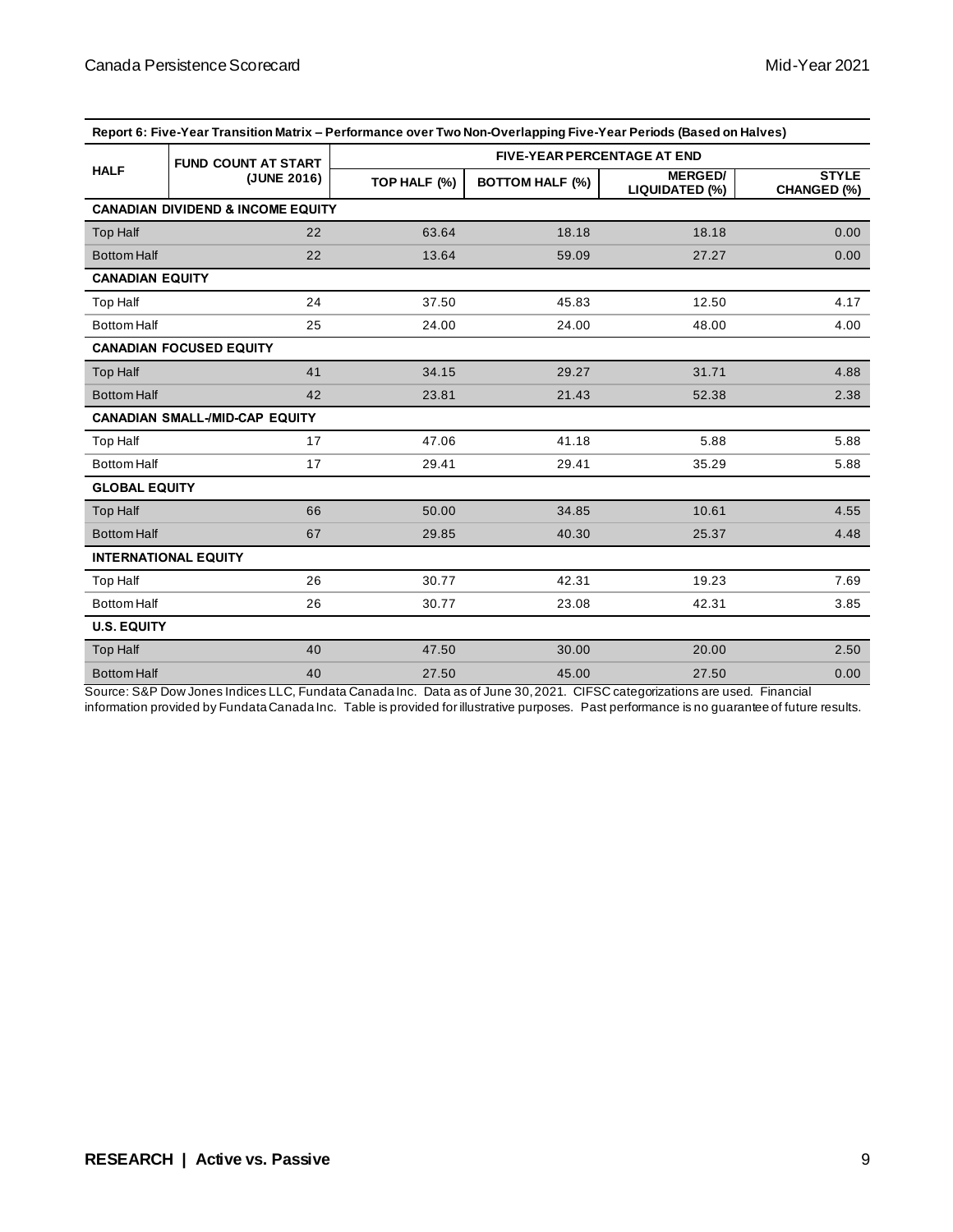| Report 6: Five-Year Transition Matrix – Performance over Two Non-Overlapping Five-Year Periods (Based on Halves) | | | | | |
|---|---|---|---|---|---|
| HALF | FUND COUNT AT START (JUNE 2016) | FIVE-YEAR PERCENTAGE AT END | | | |
| | | TOP HALF (%) | BOTTOM HALF (%) | MERGED/ LIQUIDATED (%) | STYLE CHANGED (%) |
| **CANADIAN DIVIDEND & INCOME EQUITY** | | | | | |
| Top Half | 22 | 63.64 | 18.18 | 18.18 | 0.00 |
| Bottom Half | 22 | 13.64 | 59.09 | 27.27 | 0.00 |
| **CANADIAN EQUITY** | | | | | |
| Top Half | 24 | 37.50 | 45.83 | 12.50 | 4.17 |
| Bottom Half | 25 | 24.00 | 24.00 | 48.00 | 4.00 |
| **CANADIAN FOCUSED EQUITY** | | | | | |
| Top Half | 41 | 34.15 | 29.27 | 31.71 | 4.88 |
| Bottom Half | 42 | 23.81 | 21.43 | 52.38 | 2.38 |
| **CANADIAN SMALL-/MID-CAP EQUITY** | | | | | |
| Top Half | 17 | 47.06 | 41.18 | 5.88 | 5.88 |
| Bottom Half | 17 | 29.41 | 29.41 | 35.29 | 5.88 |
| **GLOBAL EQUITY** | | | | | |
| Top Half | 66 | 50.00 | 34.85 | 10.61 | 4.55 |
| Bottom Half | 67 | 29.85 | 40.30 | 25.37 | 4.48 |
| **INTERNATIONAL EQUITY** | | | | | |
| Top Half | 26 | 30.77 | 42.31 | 19.23 | 7.69 |
| Bottom Half | 26 | 30.77 | 23.08 | 42.31 | 3.85 |
| **U.S. EQUITY** | | | | | |
| Top Half | 40 | 47.50 | 30.00 | 20.00 | 2.50 |
| Bottom Half | 40 | 27.50 | 45.00 | 27.50 | 0.00 |

Source: S&P Dow Jones Indices LLC, Fundata Canada Inc. Data as of June 30, 2021. CIFSC categorizations are used. Financial information provided by Fundata Canada Inc. Table is provided for illustrative purposes. Past performance is no guarantee of future results.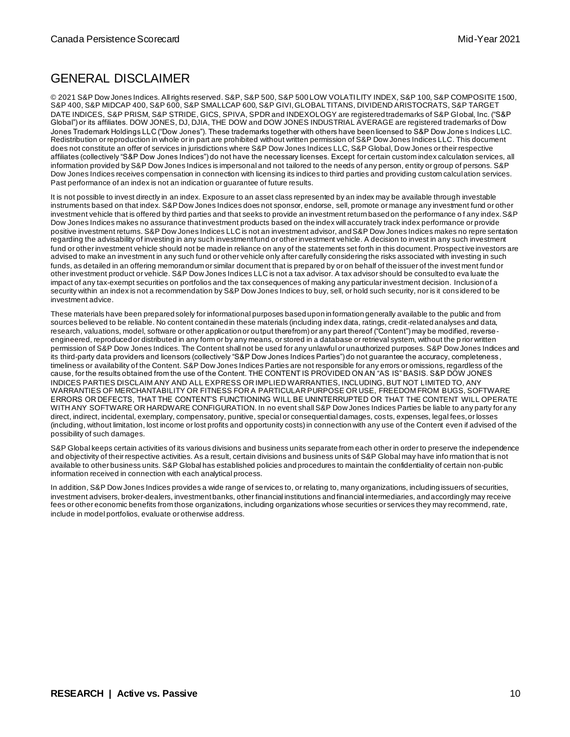## GENERAL DISCLAIMER

© 2021 S&P Dow Jones Indices. All rights reserved. S&P, S&P 500, S&P 500 LOW VOLATILITY INDEX, S&P 100, S&P COMPOSITE 1500, S&P 400, S&P MIDCAP 400, S&P 600, S&P SMALLCAP 600, S&P GIVI, GLOBAL TITANS, DIVIDEND ARISTOCRATS, S&P TARGET DATE INDICES, S&P PRISM, S&P STRIDE, GICS, SPIVA, SPDR and INDEXOLOGY are registered trademarks of S&P Global, Inc. ("S&P Global") or its affiliates. DOW JONES, DJ, DJIA, THE DOW and DOW JONES INDUSTRIAL AVERAGE are registered trademarks of Dow Jones Trademark Holdings LLC ("Dow Jones"). These trademarks together with others have been licensed to S&P Dow Jones Indices LLC. Redistribution or reproduction in whole or in part are prohibited without written permission of S&P Dow Jones Indices LLC. This document does not constitute an offer of services in jurisdictions where S&P Dow Jones Indices LLC, S&P Global, Dow Jones or their respective affiliates (collectively "S&P Dow Jones Indices") do not have the necessary licenses. Except for certain custom index calculation services, all information provided by S&P Dow Jones Indices is impersonal and not tailored to the needs of any person, entity or group of persons. S&P Dow Jones Indices receives compensation in connection with licensing its indices to third parties and providing custom calculation services. Past performance of an index is not an indication or guarantee of future results.

It is not possible to invest directly in an index. Exposure to an asset class represented by an index may be available through investable instruments based on that index. S&P Dow Jones Indices does not sponsor, endorse, sell, promote or manage any investment fund or other investment vehicle that is offered by third parties and that seeks to provide an investment return based on the performance of any index. S&P Dow Jones Indices makes no assurance that investment products based on the index will accurately track index performance or provide positive investment returns. S&P Dow Jones Indices LLC is not an investment advisor, and S&P Dow Jones Indices makes no representation regarding the advisability of investing in any such investment fund or other investment vehicle. A decision to invest in any such investment fund or other investment vehicle should not be made in reliance on any of the statements set forth in this document. Prospective investors are advised to make an investment in any such fund or other vehicle only after carefully considering the risks associated with investing in such funds, as detailed in an offering memorandum or similar document that is prepared by or on behalf of the issuer of the investment fund or other investment product or vehicle. S&P Dow Jones Indices LLC is not a tax advisor. A tax advisor should be consulted to evaluate the impact of any tax-exempt securities on portfolios and the tax consequences of making any particular investment decision. Inclusion of a security within an index is not a recommendation by S&P Dow Jones Indices to buy, sell, or hold such security, nor is it considered to be investment advice.

These materials have been prepared solely for informational purposes based upon information generally available to the public and from sources believed to be reliable. No content contained in these materials (including index data, ratings, credit-related analyses and data, research, valuations, model, software or other application or output therefrom) or any part thereof ("Content") may be modified, reverse-engineered, reproduced or distributed in any form or by any means, or stored in a database or retrieval system, without the prior written permission of S&P Dow Jones Indices. The Content shall not be used for any unlawful or unauthorized purposes. S&P Dow Jones Indices and its third-party data providers and licensors (collectively "S&P Dow Jones Indices Parties") do not guarantee the accuracy, completeness, timeliness or availability of the Content. S&P Dow Jones Indices Parties are not responsible for any errors or omissions, regardless of the cause, for the results obtained from the use of the Content. THE CONTENT IS PROVIDED ON AN "AS IS" BASIS. S&P DOW JONES INDICES PARTIES DISCLAIM ANY AND ALL EXPRESS OR IMPLIED WARRANTIES, INCLUDING, BUT NOT LIMITED TO, ANY WARRANTIES OF MERCHANTABILITY OR FITNESS FOR A PARTICULAR PURPOSE OR USE, FREEDOM FROM BUGS, SOFTWARE ERRORS OR DEFECTS, THAT THE CONTENT'S FUNCTIONING WILL BE UNINTERRUPTED OR THAT THE CONTENT WILL OPERATE WITH ANY SOFTWARE OR HARDWARE CONFIGURATION. In no event shall S&P Dow Jones Indices Parties be liable to any party for any direct, indirect, incidental, exemplary, compensatory, punitive, special or consequential damages, costs, expenses, legal fees, or losses (including, without limitation, lost income or lost profits and opportunity costs) in connection with any use of the Content even if advised of the possibility of such damages.

S&P Global keeps certain activities of its various divisions and business units separate from each other in order to preserve the independence and objectivity of their respective activities. As a result, certain divisions and business units of S&P Global may have information that is not available to other business units. S&P Global has established policies and procedures to maintain the confidentiality of certain non-public information received in connection with each analytical process.

In addition, S&P Dow Jones Indices provides a wide range of services to, or relating to, many organizations, including issuers of securities, investment advisers, broker-dealers, investment banks, other financial institutions and financial intermediaries, and accordingly may receive fees or other economic benefits from those organizations, including organizations whose securities or services they may recommend, rate, include in model portfolios, evaluate or otherwise address.